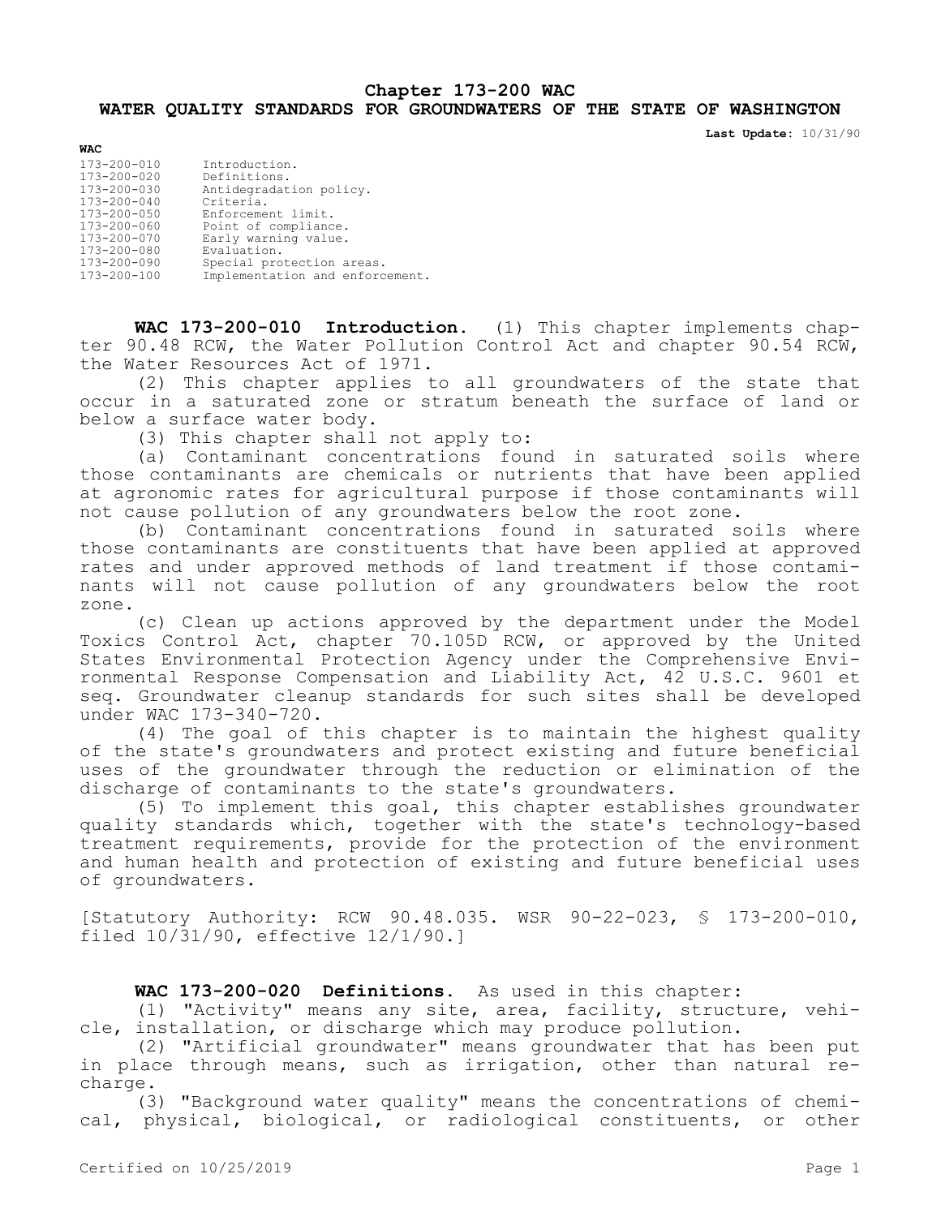# Chapter 173-200 WAC
## WATER QUALITY STANDARDS FOR GROUNDWATERS OF THE STATE OF WASHINGTON

**Last Update:** 10/31/90

**WAC**

| | |
|---|---|
| 173-200-010 | Introduction. |
| 173-200-020 | Definitions. |
| 173-200-030 | Antidegradation policy. |
| 173-200-040 | Criteria. |
| 173-200-050 | Enforcement limit. |
| 173-200-060 | Point of compliance. |
| 173-200-070 | Early warning value. |
| 173-200-080 | Evaluation. |
| 173-200-090 | Special protection areas. |
| 173-200-100 | Implementation and enforcement. |

**WAC 173-200-010 Introduction.** (1) This chapter implements chapter 90.48 RCW, the Water Pollution Control Act and chapter 90.54 RCW, the Water Resources Act of 1971.

(2) This chapter applies to all groundwaters of the state that occur in a saturated zone or stratum beneath the surface of land or below a surface water body.

(3) This chapter shall not apply to:

(a) Contaminant concentrations found in saturated soils where those contaminants are chemicals or nutrients that have been applied at agronomic rates for agricultural purpose if those contaminants will not cause pollution of any groundwaters below the root zone.

(b) Contaminant concentrations found in saturated soils where those contaminants are constituents that have been applied at approved rates and under approved methods of land treatment if those contaminants will not cause pollution of any groundwaters below the root zone.

(c) Clean up actions approved by the department under the Model Toxics Control Act, chapter 70.105D RCW, or approved by the United States Environmental Protection Agency under the Comprehensive Environmental Response Compensation and Liability Act, 42 U.S.C. 9601 et seq. Groundwater cleanup standards for such sites shall be developed under WAC 173-340-720.

(4) The goal of this chapter is to maintain the highest quality of the state's groundwaters and protect existing and future beneficial uses of the groundwater through the reduction or elimination of the discharge of contaminants to the state's groundwaters.

(5) To implement this goal, this chapter establishes groundwater quality standards which, together with the state's technology-based treatment requirements, provide for the protection of the environment and human health and protection of existing and future beneficial uses of groundwaters.

[Statutory Authority: RCW 90.48.035. WSR 90-22-023, § 173-200-010, filed 10/31/90, effective 12/1/90.]

**WAC 173-200-020 Definitions.** As used in this chapter:

(1) "Activity" means any site, area, facility, structure, vehicle, installation, or discharge which may produce pollution.

(2) "Artificial groundwater" means groundwater that has been put in place through means, such as irrigation, other than natural recharge.

(3) "Background water quality" means the concentrations of chemical, physical, biological, or radiological constituents, or other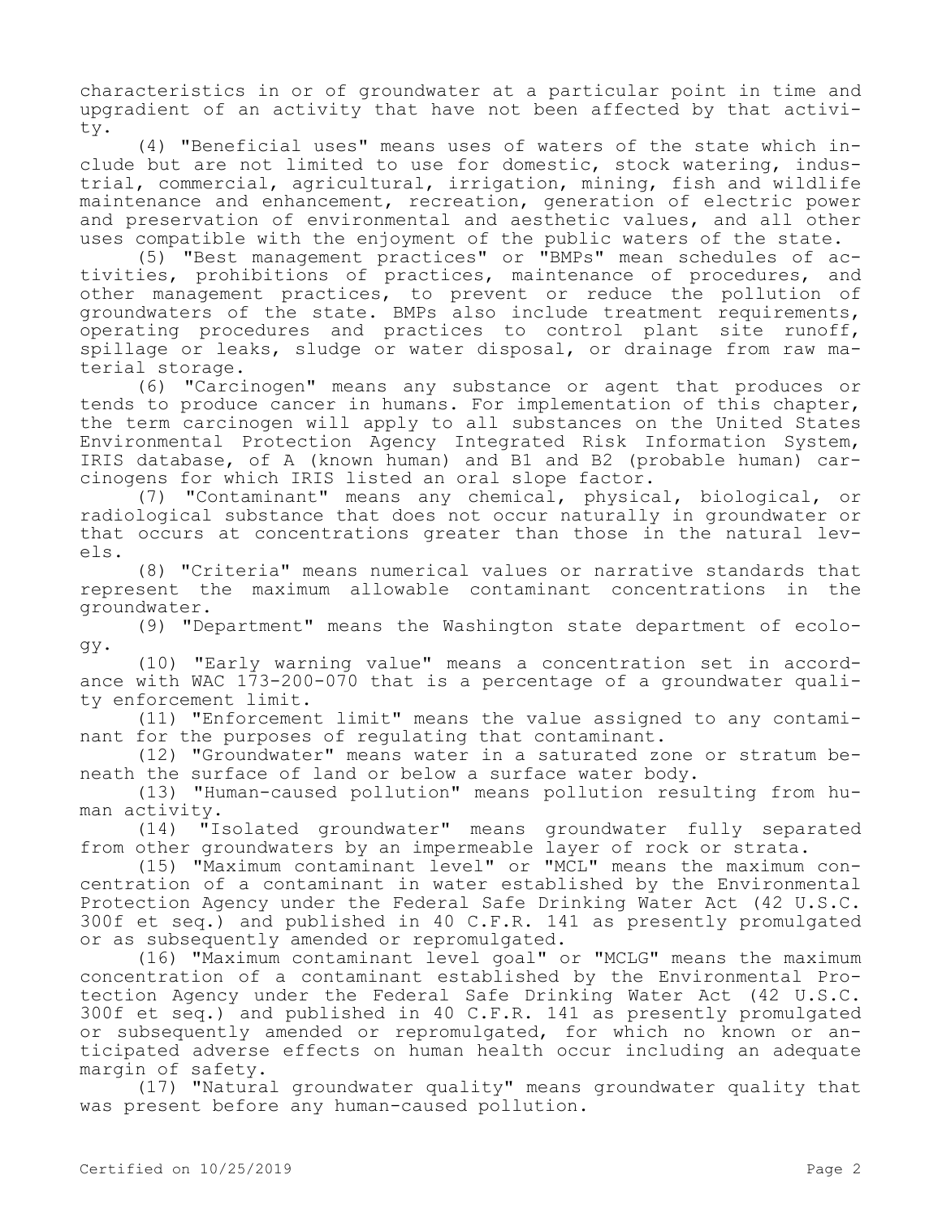characteristics in or of groundwater at a particular point in time and upgradient of an activity that have not been affected by that activity.

(4) "Beneficial uses" means uses of waters of the state which include but are not limited to use for domestic, stock watering, industrial, commercial, agricultural, irrigation, mining, fish and wildlife maintenance and enhancement, recreation, generation of electric power and preservation of environmental and aesthetic values, and all other uses compatible with the enjoyment of the public waters of the state.

(5) "Best management practices" or "BMPs" mean schedules of activities, prohibitions of practices, maintenance of procedures, and other management practices, to prevent or reduce the pollution of groundwaters of the state. BMPs also include treatment requirements, operating procedures and practices to control plant site runoff, spillage or leaks, sludge or water disposal, or drainage from raw material storage.

(6) "Carcinogen" means any substance or agent that produces or tends to produce cancer in humans. For implementation of this chapter, the term carcinogen will apply to all substances on the United States Environmental Protection Agency Integrated Risk Information System, IRIS database, of A (known human) and B1 and B2 (probable human) carcinogens for which IRIS listed an oral slope factor.

(7) "Contaminant" means any chemical, physical, biological, or radiological substance that does not occur naturally in groundwater or that occurs at concentrations greater than those in the natural levels.

(8) "Criteria" means numerical values or narrative standards that represent the maximum allowable contaminant concentrations in the groundwater.

(9) "Department" means the Washington state department of ecology.

(10) "Early warning value" means a concentration set in accordance with WAC 173-200-070 that is a percentage of a groundwater quality enforcement limit.

(11) "Enforcement limit" means the value assigned to any contaminant for the purposes of regulating that contaminant.

(12) "Groundwater" means water in a saturated zone or stratum beneath the surface of land or below a surface water body.

(13) "Human-caused pollution" means pollution resulting from human activity.

(14) "Isolated groundwater" means groundwater fully separated from other groundwaters by an impermeable layer of rock or strata.

(15) "Maximum contaminant level" or "MCL" means the maximum concentration of a contaminant in water established by the Environmental Protection Agency under the Federal Safe Drinking Water Act (42 U.S.C. 300f et seq.) and published in 40 C.F.R. 141 as presently promulgated or as subsequently amended or repromulgated.

(16) "Maximum contaminant level goal" or "MCLG" means the maximum concentration of a contaminant established by the Environmental Protection Agency under the Federal Safe Drinking Water Act (42 U.S.C. 300f et seq.) and published in 40 C.F.R. 141 as presently promulgated or subsequently amended or repromulgated, for which no known or anticipated adverse effects on human health occur including an adequate margin of safety.

(17) "Natural groundwater quality" means groundwater quality that was present before any human-caused pollution.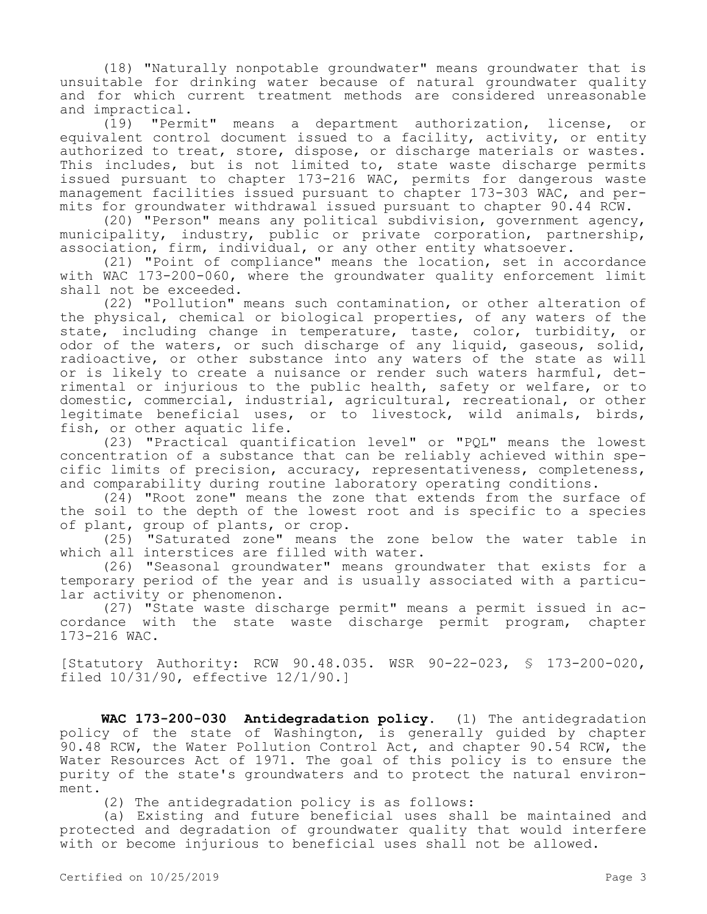(18) "Naturally nonpotable groundwater" means groundwater that is unsuitable for drinking water because of natural groundwater quality and for which current treatment methods are considered unreasonable and impractical.

(19) "Permit" means a department authorization, license, or equivalent control document issued to a facility, activity, or entity authorized to treat, store, dispose, or discharge materials or wastes. This includes, but is not limited to, state waste discharge permits issued pursuant to chapter 173-216 WAC, permits for dangerous waste management facilities issued pursuant to chapter 173-303 WAC, and permits for groundwater withdrawal issued pursuant to chapter 90.44 RCW.

(20) "Person" means any political subdivision, government agency, municipality, industry, public or private corporation, partnership, association, firm, individual, or any other entity whatsoever.

(21) "Point of compliance" means the location, set in accordance with WAC 173-200-060, where the groundwater quality enforcement limit shall not be exceeded.

(22) "Pollution" means such contamination, or other alteration of the physical, chemical or biological properties, of any waters of the state, including change in temperature, taste, color, turbidity, or odor of the waters, or such discharge of any liquid, gaseous, solid, radioactive, or other substance into any waters of the state as will or is likely to create a nuisance or render such waters harmful, detrimental or injurious to the public health, safety or welfare, or to domestic, commercial, industrial, agricultural, recreational, or other legitimate beneficial uses, or to livestock, wild animals, birds, fish, or other aquatic life.

(23) "Practical quantification level" or "PQL" means the lowest concentration of a substance that can be reliably achieved within specific limits of precision, accuracy, representativeness, completeness, and comparability during routine laboratory operating conditions.

(24) "Root zone" means the zone that extends from the surface of the soil to the depth of the lowest root and is specific to a species of plant, group of plants, or crop.

(25) "Saturated zone" means the zone below the water table in which all interstices are filled with water.

(26) "Seasonal groundwater" means groundwater that exists for a temporary period of the year and is usually associated with a particular activity or phenomenon.

(27) "State waste discharge permit" means a permit issued in accordance with the state waste discharge permit program, chapter 173-216 WAC.

[Statutory Authority: RCW 90.48.035. WSR 90-22-023, § 173-200-020, filed 10/31/90, effective 12/1/90.]

**WAC 173-200-030 Antidegradation policy.** (1) The antidegradation policy of the state of Washington, is generally guided by chapter 90.48 RCW, the Water Pollution Control Act, and chapter 90.54 RCW, the Water Resources Act of 1971. The goal of this policy is to ensure the purity of the state's groundwaters and to protect the natural environment.

(2) The antidegradation policy is as follows:

(a) Existing and future beneficial uses shall be maintained and protected and degradation of groundwater quality that would interfere with or become injurious to beneficial uses shall not be allowed.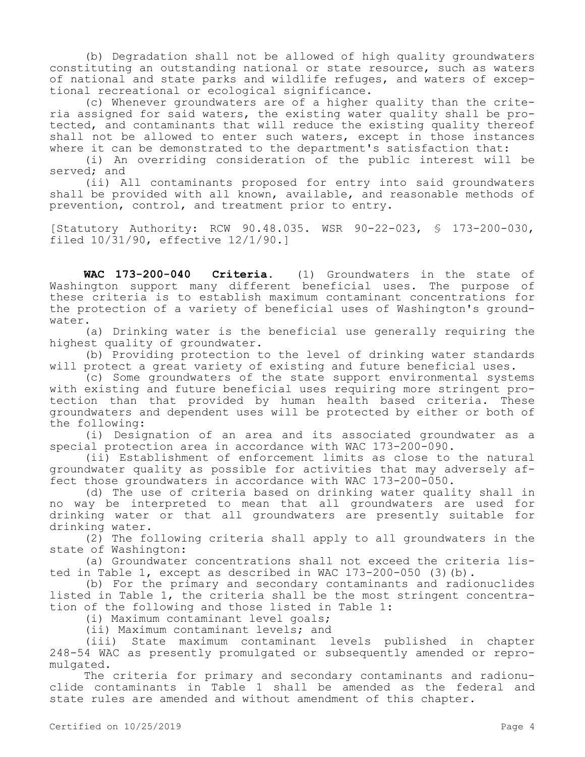(b) Degradation shall not be allowed of high quality groundwaters constituting an outstanding national or state resource, such as waters of national and state parks and wildlife refuges, and waters of exceptional recreational or ecological significance.

(c) Whenever groundwaters are of a higher quality than the criteria assigned for said waters, the existing water quality shall be protected, and contaminants that will reduce the existing quality thereof shall not be allowed to enter such waters, except in those instances where it can be demonstrated to the department's satisfaction that:

(i) An overriding consideration of the public interest will be served; and

(ii) All contaminants proposed for entry into said groundwaters shall be provided with all known, available, and reasonable methods of prevention, control, and treatment prior to entry.

[Statutory Authority: RCW 90.48.035. WSR 90-22-023, § 173-200-030, filed 10/31/90, effective 12/1/90.]

**WAC 173-200-040 Criteria.** (1) Groundwaters in the state of Washington support many different beneficial uses. The purpose of these criteria is to establish maximum contaminant concentrations for the protection of a variety of beneficial uses of Washington's groundwater.

(a) Drinking water is the beneficial use generally requiring the highest quality of groundwater.

(b) Providing protection to the level of drinking water standards will protect a great variety of existing and future beneficial uses.

(c) Some groundwaters of the state support environmental systems with existing and future beneficial uses requiring more stringent protection than that provided by human health based criteria. These groundwaters and dependent uses will be protected by either or both of the following:

(i) Designation of an area and its associated groundwater as a special protection area in accordance with WAC 173-200-090.

(ii) Establishment of enforcement limits as close to the natural groundwater quality as possible for activities that may adversely affect those groundwaters in accordance with WAC 173-200-050.

(d) The use of criteria based on drinking water quality shall in no way be interpreted to mean that all groundwaters are used for drinking water or that all groundwaters are presently suitable for drinking water.

(2) The following criteria shall apply to all groundwaters in the state of Washington:

(a) Groundwater concentrations shall not exceed the criteria listed in Table 1, except as described in WAC 173-200-050 (3)(b).

(b) For the primary and secondary contaminants and radionuclides listed in Table 1, the criteria shall be the most stringent concentration of the following and those listed in Table 1:

(i) Maximum contaminant level goals;

(ii) Maximum contaminant levels; and

(iii) State maximum contaminant levels published in chapter 248-54 WAC as presently promulgated or subsequently amended or repromulgated.

The criteria for primary and secondary contaminants and radionuclide contaminants in Table 1 shall be amended as the federal and state rules are amended and without amendment of this chapter.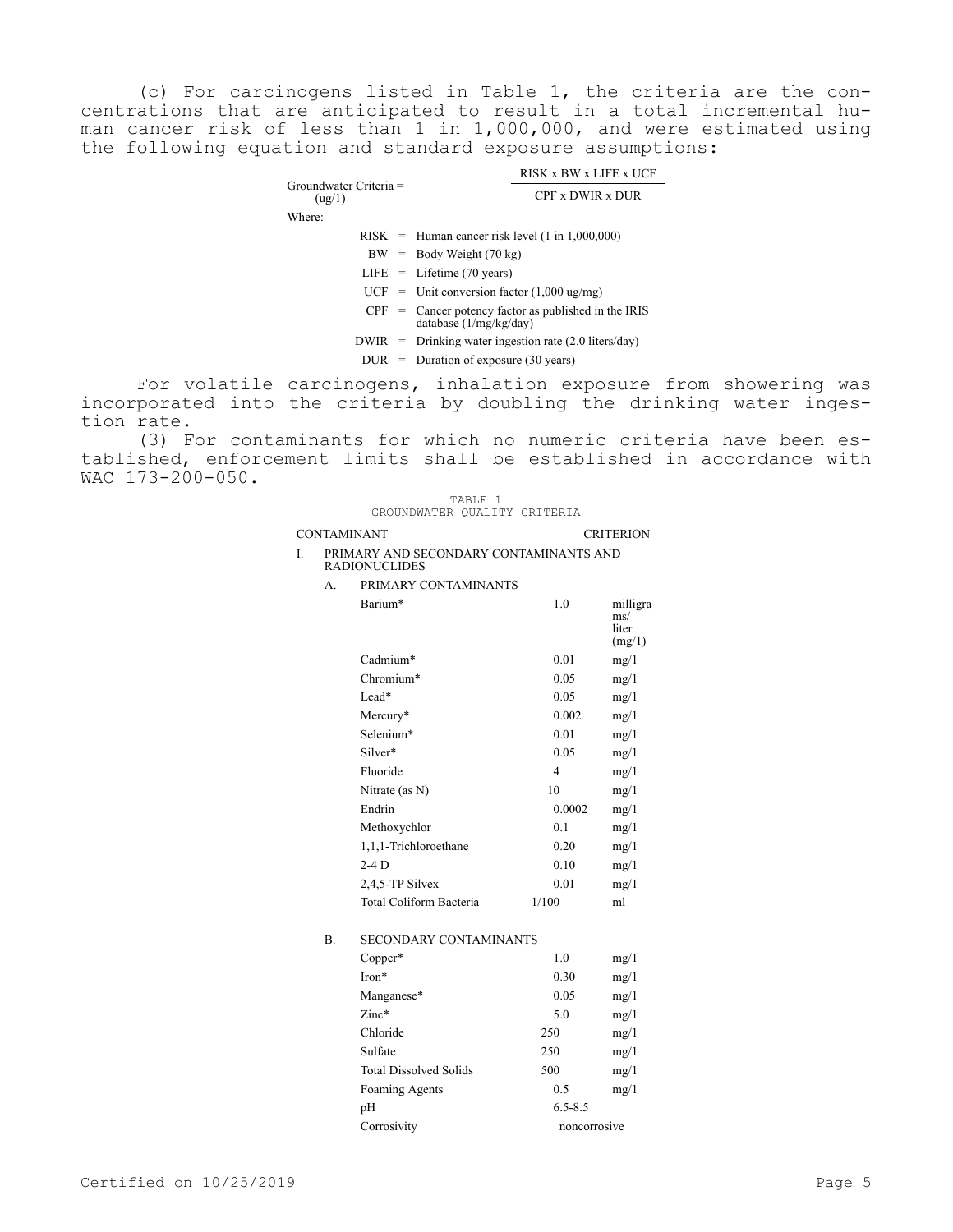(c) For carcinogens listed in Table 1, the criteria are the concentrations that are anticipated to result in a total incremental human cancer risk of less than 1 in 1,000,000, and were estimated using the following equation and standard exposure assumptions:

$$\text{Groundwater Criteria (ug/l)} = \frac{\text{RISK} \times \text{BW} \times \text{LIFE} \times \text{UCF}}{\text{CPF} \times \text{DWIR} \times \text{DUR}}$$

Where:

| | | |
|---|---|---|
| RISK | = | Human cancer risk level (1 in 1,000,000) |
| BW | = | Body Weight (70 kg) |
| LIFE | = | Lifetime (70 years) |
| UCF | = | Unit conversion factor (1,000 ug/mg) |
| CPF | = | Cancer potency factor as published in the IRIS database (1/mg/kg/day) |
| DWIR | = | Drinking water ingestion rate (2.0 liters/day) |
| DUR | = | Duration of exposure (30 years) |

For volatile carcinogens, inhalation exposure from showering was incorporated into the criteria by doubling the drinking water ingestion rate.

(3) For contaminants for which no numeric criteria have been established, enforcement limits shall be established in accordance with WAC 173-200-050.

TABLE 1
GROUNDWATER QUALITY CRITERIA

| CONTAMINANT | CRITERION | |
|---|---|---|
| I. PRIMARY AND SECONDARY CONTAMINANTS AND RADIONUCLIDES | | |
| A. PRIMARY CONTAMINANTS | | |
| Barium* | 1.0 | milligrams/liter (mg/l) |
| Cadmium* | 0.01 | mg/l |
| Chromium* | 0.05 | mg/l |
| Lead* | 0.05 | mg/l |
| Mercury* | 0.002 | mg/l |
| Selenium* | 0.01 | mg/l |
| Silver* | 0.05 | mg/l |
| Fluoride | 4 | mg/l |
| Nitrate (as N) | 10 | mg/l |
| Endrin | 0.0002 | mg/l |
| Methoxychlor | 0.1 | mg/l |
| 1,1,1-Trichloroethane | 0.20 | mg/l |
| 2-4 D | 0.10 | mg/l |
| 2,4,5-TP Silvex | 0.01 | mg/l |
| Total Coliform Bacteria | 1/100 | ml |
| B. SECONDARY CONTAMINANTS | | |
| Copper* | 1.0 | mg/l |
| Iron* | 0.30 | mg/l |
| Manganese* | 0.05 | mg/l |
| Zinc* | 5.0 | mg/l |
| Chloride | 250 | mg/l |
| Sulfate | 250 | mg/l |
| Total Dissolved Solids | 500 | mg/l |
| Foaming Agents | 0.5 | mg/l |
| pH | 6.5-8.5 | |
| Corrosivity | noncorrosive | |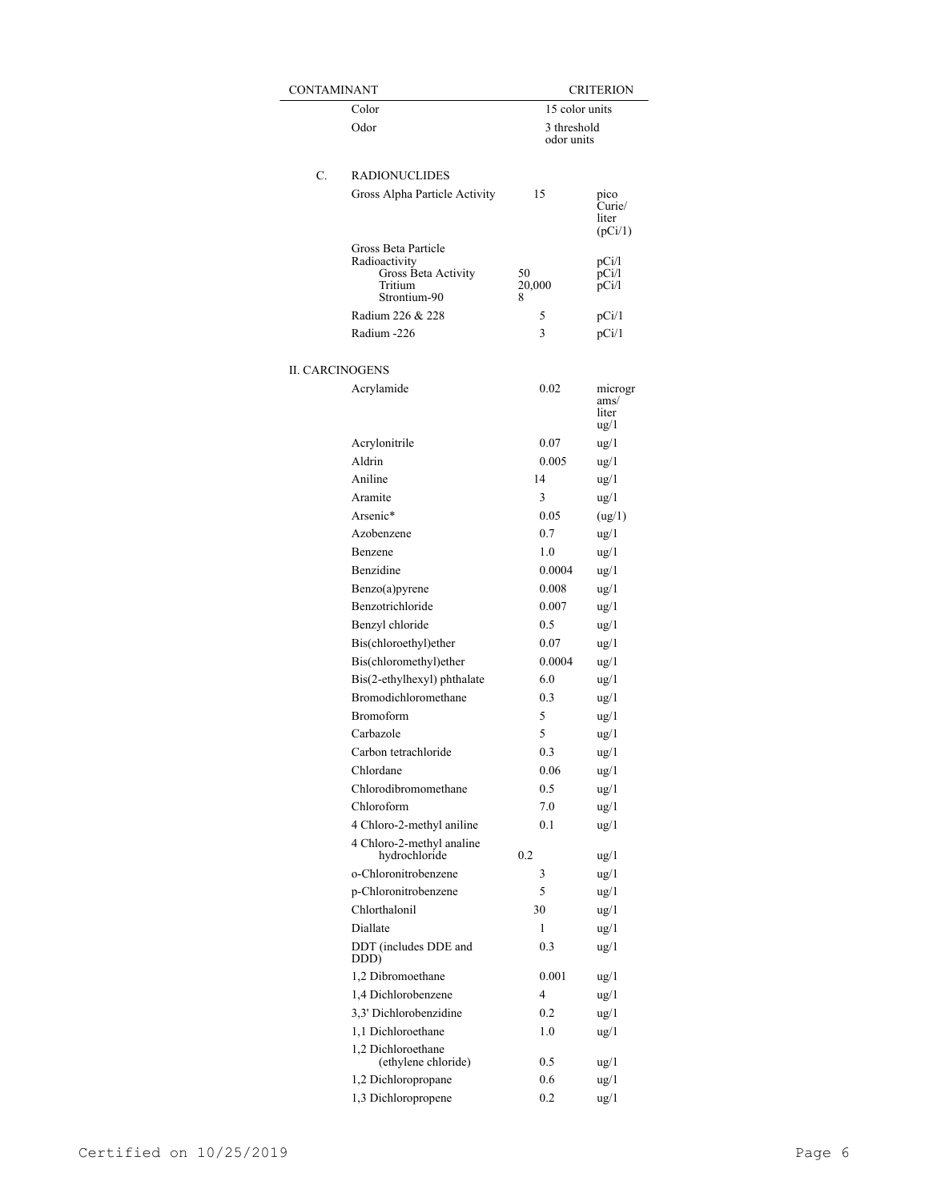| CONTAMINANT | | CRITERION | |
|---|---|---|---|
| | Color | 15 color units | |
| | Odor | 3 threshold odor units | |
| C. | RADIONUCLIDES | | |
| | Gross Alpha Particle Activity | 15 | pico Curie/ liter (pCi/1) |
| | Gross Beta Particle Radioactivity | | |
| | Gross Beta Activity | 50 | pCi/l |
| | Tritium | 20,000 | pCi/l |
| | Strontium-90 | 8 | pCi/l |
| | Radium 226 & 228 | 5 | pCi/1 |
| | Radium -226 | 3 | pCi/1 |
| II. CARCINOGENS | | | |
| | Acrylamide | 0.02 | micrograms/ liter ug/l |
| | Acrylonitrile | 0.07 | ug/l |
| | Aldrin | 0.005 | ug/l |
| | Aniline | 14 | ug/l |
| | Aramite | 3 | ug/l |
| | Arsenic* | 0.05 | (ug/1) |
| | Azobenzene | 0.7 | ug/l |
| | Benzene | 1.0 | ug/l |
| | Benzidine | 0.0004 | ug/l |
| | Benzo(a)pyrene | 0.008 | ug/l |
| | Benzotrichloride | 0.007 | ug/l |
| | Benzyl chloride | 0.5 | ug/l |
| | Bis(chloroethyl)ether | 0.07 | ug/l |
| | Bis(chloromethyl)ether | 0.0004 | ug/l |
| | Bis(2-ethylhexyl) phthalate | 6.0 | ug/l |
| | Bromodichloromethane | 0.3 | ug/l |
| | Bromoform | 5 | ug/l |
| | Carbazole | 5 | ug/l |
| | Carbon tetrachloride | 0.3 | ug/l |
| | Chlordane | 0.06 | ug/l |
| | Chlorodibromomethane | 0.5 | ug/l |
| | Chloroform | 7.0 | ug/l |
| | 4 Chloro-2-methyl aniline | 0.1 | ug/l |
| | 4 Chloro-2-methyl analine hydrochloride | 0.2 | ug/l |
| | o-Chloronitrobenzene | 3 | ug/l |
| | p-Chloronitrobenzene | 5 | ug/l |
| | Chlorthalonil | 30 | ug/l |
| | Diallate | 1 | ug/l |
| | DDT (includes DDE and DDD) | 0.3 | ug/l |
| | 1,2 Dibromoethane | 0.001 | ug/l |
| | 1,4 Dichlorobenzene | 4 | ug/l |
| | 3,3' Dichlorobenzidine | 0.2 | ug/l |
| | 1,1 Dichloroethane | 1.0 | ug/l |
| | 1,2 Dichloroethane (ethylene chloride) | 0.5 | ug/l |
| | 1,2 Dichloropropane | 0.6 | ug/l |
| | 1,3 Dichloropropene | 0.2 | ug/l |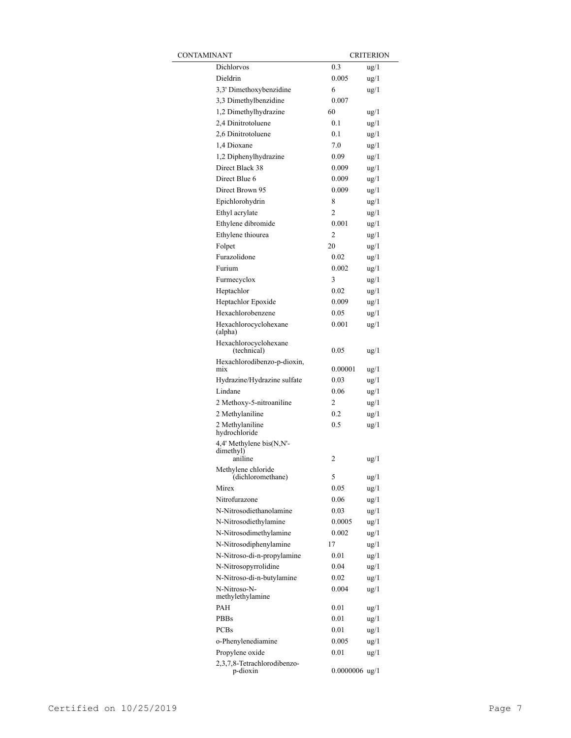| CONTAMINANT | CRITERION | |
|---|---|---|
| Dichlorvos | 0.3 | ug/l |
| Dieldrin | 0.005 | ug/l |
| 3,3' Dimethoxybenzidine | 6 | ug/l |
| 3,3 Dimethylbenzidine | 0.007 | |
| 1,2 Dimethylhydrazine | 60 | ug/l |
| 2,4 Dinitrotoluene | 0.1 | ug/l |
| 2,6 Dinitrotoluene | 0.1 | ug/l |
| 1,4 Dioxane | 7.0 | ug/l |
| 1,2 Diphenylhydrazine | 0.09 | ug/l |
| Direct Black 38 | 0.009 | ug/l |
| Direct Blue 6 | 0.009 | ug/l |
| Direct Brown 95 | 0.009 | ug/l |
| Epichlorohydrin | 8 | ug/l |
| Ethyl acrylate | 2 | ug/l |
| Ethylene dibromide | 0.001 | ug/l |
| Ethylene thiourea | 2 | ug/l |
| Folpet | 20 | ug/l |
| Furazolidone | 0.02 | ug/l |
| Furium | 0.002 | ug/l |
| Furmecyclox | 3 | ug/l |
| Heptachlor | 0.02 | ug/l |
| Heptachlor Epoxide | 0.009 | ug/l |
| Hexachlorobenzene | 0.05 | ug/l |
| Hexachlorocyclohexane (alpha) | 0.001 | ug/l |
| Hexachlorocyclohexane (technical) | 0.05 | ug/l |
| Hexachlorodibenzo-p-dioxin, mix | 0.00001 | ug/l |
| Hydrazine/Hydrazine sulfate | 0.03 | ug/l |
| Lindane | 0.06 | ug/l |
| 2 Methoxy-5-nitroaniline | 2 | ug/l |
| 2 Methylaniline | 0.2 | ug/l |
| 2 Methylaniline hydrochloride | 0.5 | ug/l |
| 4,4' Methylene bis(N,N'-dimethyl) aniline | 2 | ug/l |
| Methylene chloride (dichloromethane) | 5 | ug/l |
| Mirex | 0.05 | ug/l |
| Nitrofurazone | 0.06 | ug/l |
| N-Nitrosodiethanolamine | 0.03 | ug/l |
| N-Nitrosodiethylamine | 0.0005 | ug/l |
| N-Nitrosodimethylamine | 0.002 | ug/l |
| N-Nitrosodiphenylamine | 17 | ug/l |
| N-Nitroso-di-n-propylamine | 0.01 | ug/l |
| N-Nitrosopyrrolidine | 0.04 | ug/l |
| N-Nitroso-di-n-butylamine | 0.02 | ug/l |
| N-Nitroso-N-methylethylamine | 0.004 | ug/l |
| PAH | 0.01 | ug/l |
| PBBs | 0.01 | ug/l |
| PCBs | 0.01 | ug/l |
| o-Phenylenediamine | 0.005 | ug/l |
| Propylene oxide | 0.01 | ug/l |
| 2,3,7,8-Tetrachlorodibenzo-p-dioxin | 0.0000006 | ug/l |

Certified on 10/25/2019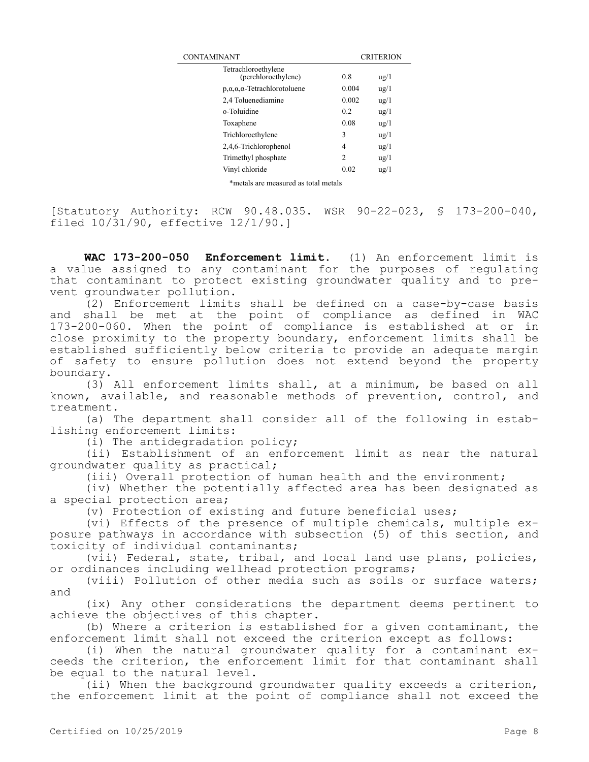| CONTAMINANT | CRITERION | |
|---|---|---|
| Tetrachloroethylene (perchloroethylene) | 0.8 | ug/l |
| p,α,α,α-Tetrachlorotoluene | 0.004 | ug/l |
| 2,4 Toluenediamine | 0.002 | ug/l |
| o-Toluidine | 0.2 | ug/l |
| Toxaphene | 0.08 | ug/l |
| Trichloroethylene | 3 | ug/l |
| 2,4,6-Trichlorophenol | 4 | ug/l |
| Trimethyl phosphate | 2 | ug/l |
| Vinyl chloride | 0.02 | ug/l |

*metals are measured as total metals

[Statutory Authority: RCW 90.48.035. WSR 90-22-023, § 173-200-040, filed 10/31/90, effective 12/1/90.]

**WAC 173-200-050 Enforcement limit.** (1) An enforcement limit is a value assigned to any contaminant for the purposes of regulating that contaminant to protect existing groundwater quality and to prevent groundwater pollution.

(2) Enforcement limits shall be defined on a case-by-case basis and shall be met at the point of compliance as defined in WAC 173-200-060. When the point of compliance is established at or in close proximity to the property boundary, enforcement limits shall be established sufficiently below criteria to provide an adequate margin of safety to ensure pollution does not extend beyond the property boundary.

(3) All enforcement limits shall, at a minimum, be based on all known, available, and reasonable methods of prevention, control, and treatment.

(a) The department shall consider all of the following in establishing enforcement limits:

(i) The antidegradation policy;

(ii) Establishment of an enforcement limit as near the natural groundwater quality as practical;

(iii) Overall protection of human health and the environment;

(iv) Whether the potentially affected area has been designated as a special protection area;

(v) Protection of existing and future beneficial uses;

(vi) Effects of the presence of multiple chemicals, multiple exposure pathways in accordance with subsection (5) of this section, and toxicity of individual contaminants;

(vii) Federal, state, tribal, and local land use plans, policies, or ordinances including wellhead protection programs;

(viii) Pollution of other media such as soils or surface waters; and

(ix) Any other considerations the department deems pertinent to achieve the objectives of this chapter.

(b) Where a criterion is established for a given contaminant, the enforcement limit shall not exceed the criterion except as follows:

(i) When the natural groundwater quality for a contaminant exceeds the criterion, the enforcement limit for that contaminant shall be equal to the natural level.

(ii) When the background groundwater quality exceeds a criterion, the enforcement limit at the point of compliance shall not exceed the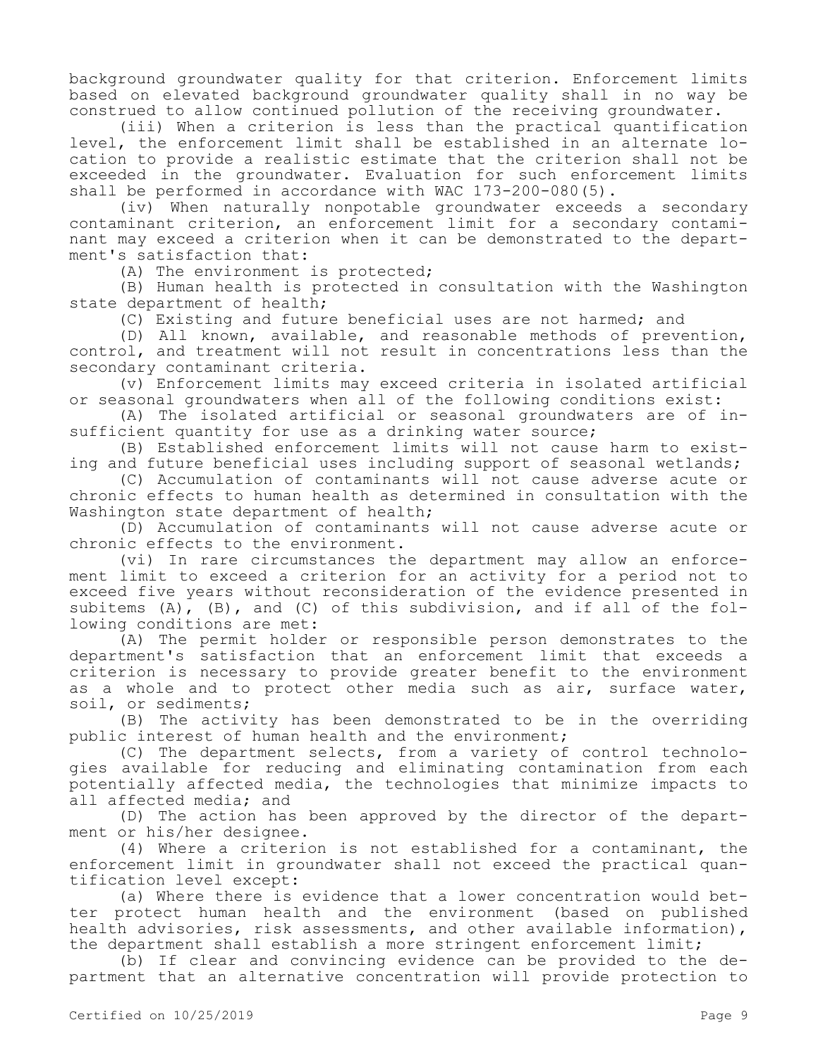background groundwater quality for that criterion. Enforcement limits based on elevated background groundwater quality shall in no way be construed to allow continued pollution of the receiving groundwater.

(iii) When a criterion is less than the practical quantification level, the enforcement limit shall be established in an alternate location to provide a realistic estimate that the criterion shall not be exceeded in the groundwater. Evaluation for such enforcement limits shall be performed in accordance with WAC 173-200-080(5).

(iv) When naturally nonpotable groundwater exceeds a secondary contaminant criterion, an enforcement limit for a secondary contaminant may exceed a criterion when it can be demonstrated to the department's satisfaction that:

(A) The environment is protected;

(B) Human health is protected in consultation with the Washington state department of health;

(C) Existing and future beneficial uses are not harmed; and

(D) All known, available, and reasonable methods of prevention, control, and treatment will not result in concentrations less than the secondary contaminant criteria.

(v) Enforcement limits may exceed criteria in isolated artificial or seasonal groundwaters when all of the following conditions exist:

(A) The isolated artificial or seasonal groundwaters are of insufficient quantity for use as a drinking water source;

(B) Established enforcement limits will not cause harm to existing and future beneficial uses including support of seasonal wetlands;

(C) Accumulation of contaminants will not cause adverse acute or chronic effects to human health as determined in consultation with the Washington state department of health;

(D) Accumulation of contaminants will not cause adverse acute or chronic effects to the environment.

(vi) In rare circumstances the department may allow an enforcement limit to exceed a criterion for an activity for a period not to exceed five years without reconsideration of the evidence presented in subitems (A), (B), and (C) of this subdivision, and if all of the following conditions are met:

(A) The permit holder or responsible person demonstrates to the department's satisfaction that an enforcement limit that exceeds a criterion is necessary to provide greater benefit to the environment as a whole and to protect other media such as air, surface water, soil, or sediments;

(B) The activity has been demonstrated to be in the overriding public interest of human health and the environment;

(C) The department selects, from a variety of control technologies available for reducing and eliminating contamination from each potentially affected media, the technologies that minimize impacts to all affected media; and

(D) The action has been approved by the director of the department or his/her designee.

(4) Where a criterion is not established for a contaminant, the enforcement limit in groundwater shall not exceed the practical quantification level except:

(a) Where there is evidence that a lower concentration would better protect human health and the environment (based on published health advisories, risk assessments, and other available information), the department shall establish a more stringent enforcement limit;

(b) If clear and convincing evidence can be provided to the department that an alternative concentration will provide protection to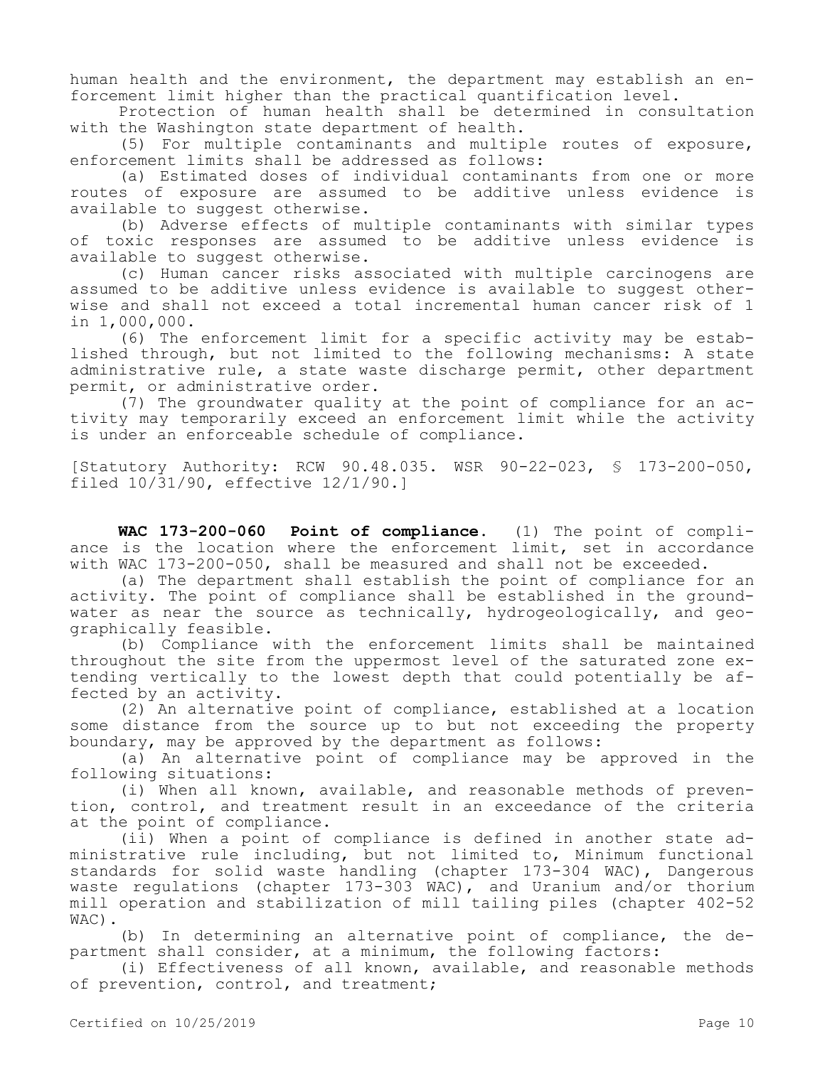human health and the environment, the department may establish an enforcement limit higher than the practical quantification level.

Protection of human health shall be determined in consultation with the Washington state department of health.

(5) For multiple contaminants and multiple routes of exposure, enforcement limits shall be addressed as follows:

(a) Estimated doses of individual contaminants from one or more routes of exposure are assumed to be additive unless evidence is available to suggest otherwise.

(b) Adverse effects of multiple contaminants with similar types of toxic responses are assumed to be additive unless evidence is available to suggest otherwise.

(c) Human cancer risks associated with multiple carcinogens are assumed to be additive unless evidence is available to suggest otherwise and shall not exceed a total incremental human cancer risk of 1 in 1,000,000.

(6) The enforcement limit for a specific activity may be established through, but not limited to the following mechanisms: A state administrative rule, a state waste discharge permit, other department permit, or administrative order.

(7) The groundwater quality at the point of compliance for an activity may temporarily exceed an enforcement limit while the activity is under an enforceable schedule of compliance.

[Statutory Authority: RCW 90.48.035. WSR 90-22-023, § 173-200-050, filed 10/31/90, effective 12/1/90.]

**WAC 173-200-060 Point of compliance.** (1) The point of compliance is the location where the enforcement limit, set in accordance with WAC 173-200-050, shall be measured and shall not be exceeded.

(a) The department shall establish the point of compliance for an activity. The point of compliance shall be established in the groundwater as near the source as technically, hydrogeologically, and geographically feasible.

(b) Compliance with the enforcement limits shall be maintained throughout the site from the uppermost level of the saturated zone extending vertically to the lowest depth that could potentially be affected by an activity.

(2) An alternative point of compliance, established at a location some distance from the source up to but not exceeding the property boundary, may be approved by the department as follows:

(a) An alternative point of compliance may be approved in the following situations:

(i) When all known, available, and reasonable methods of prevention, control, and treatment result in an exceedance of the criteria at the point of compliance.

(ii) When a point of compliance is defined in another state administrative rule including, but not limited to, Minimum functional standards for solid waste handling (chapter 173-304 WAC), Dangerous waste regulations (chapter 173-303 WAC), and Uranium and/or thorium mill operation and stabilization of mill tailing piles (chapter 402-52 WAC).

(b) In determining an alternative point of compliance, the department shall consider, at a minimum, the following factors:

(i) Effectiveness of all known, available, and reasonable methods of prevention, control, and treatment;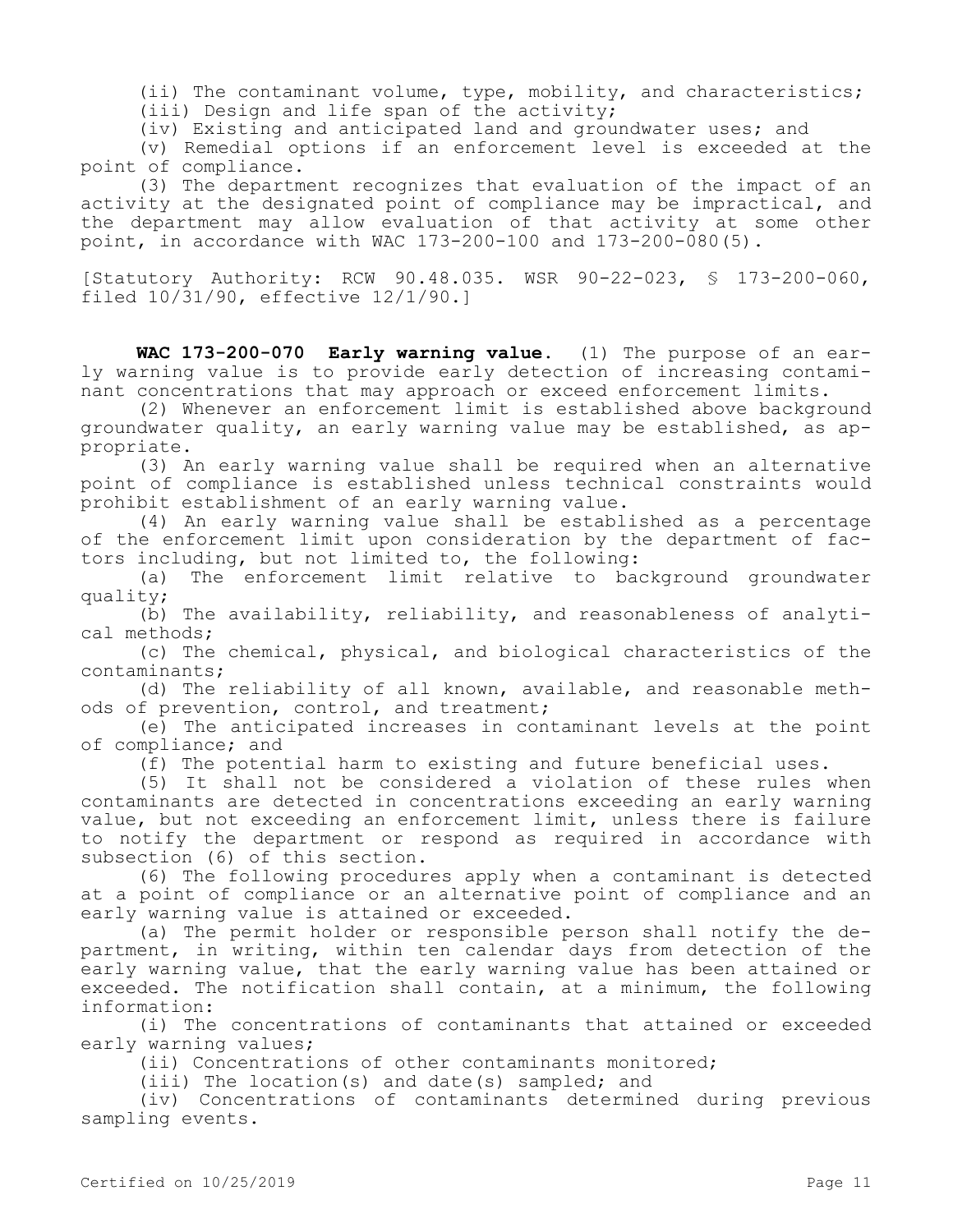(ii) The contaminant volume, type, mobility, and characteristics;

(iii) Design and life span of the activity;

(iv) Existing and anticipated land and groundwater uses; and

(v) Remedial options if an enforcement level is exceeded at the point of compliance.

(3) The department recognizes that evaluation of the impact of an activity at the designated point of compliance may be impractical, and the department may allow evaluation of that activity at some other point, in accordance with WAC 173-200-100 and 173-200-080(5).

[Statutory Authority: RCW 90.48.035. WSR 90-22-023, § 173-200-060, filed 10/31/90, effective 12/1/90.]

**WAC 173-200-070 Early warning value.** (1) The purpose of an early warning value is to provide early detection of increasing contaminant concentrations that may approach or exceed enforcement limits.

(2) Whenever an enforcement limit is established above background groundwater quality, an early warning value may be established, as appropriate.

(3) An early warning value shall be required when an alternative point of compliance is established unless technical constraints would prohibit establishment of an early warning value.

(4) An early warning value shall be established as a percentage of the enforcement limit upon consideration by the department of factors including, but not limited to, the following:

(a) The enforcement limit relative to background groundwater quality;

(b) The availability, reliability, and reasonableness of analytical methods;

(c) The chemical, physical, and biological characteristics of the contaminants;

(d) The reliability of all known, available, and reasonable methods of prevention, control, and treatment;

(e) The anticipated increases in contaminant levels at the point of compliance; and

(f) The potential harm to existing and future beneficial uses.

(5) It shall not be considered a violation of these rules when contaminants are detected in concentrations exceeding an early warning value, but not exceeding an enforcement limit, unless there is failure to notify the department or respond as required in accordance with subsection (6) of this section.

(6) The following procedures apply when a contaminant is detected at a point of compliance or an alternative point of compliance and an early warning value is attained or exceeded.

(a) The permit holder or responsible person shall notify the department, in writing, within ten calendar days from detection of the early warning value, that the early warning value has been attained or exceeded. The notification shall contain, at a minimum, the following information:

(i) The concentrations of contaminants that attained or exceeded early warning values;

(ii) Concentrations of other contaminants monitored;

(iii) The location(s) and date(s) sampled; and

(iv) Concentrations of contaminants determined during previous sampling events.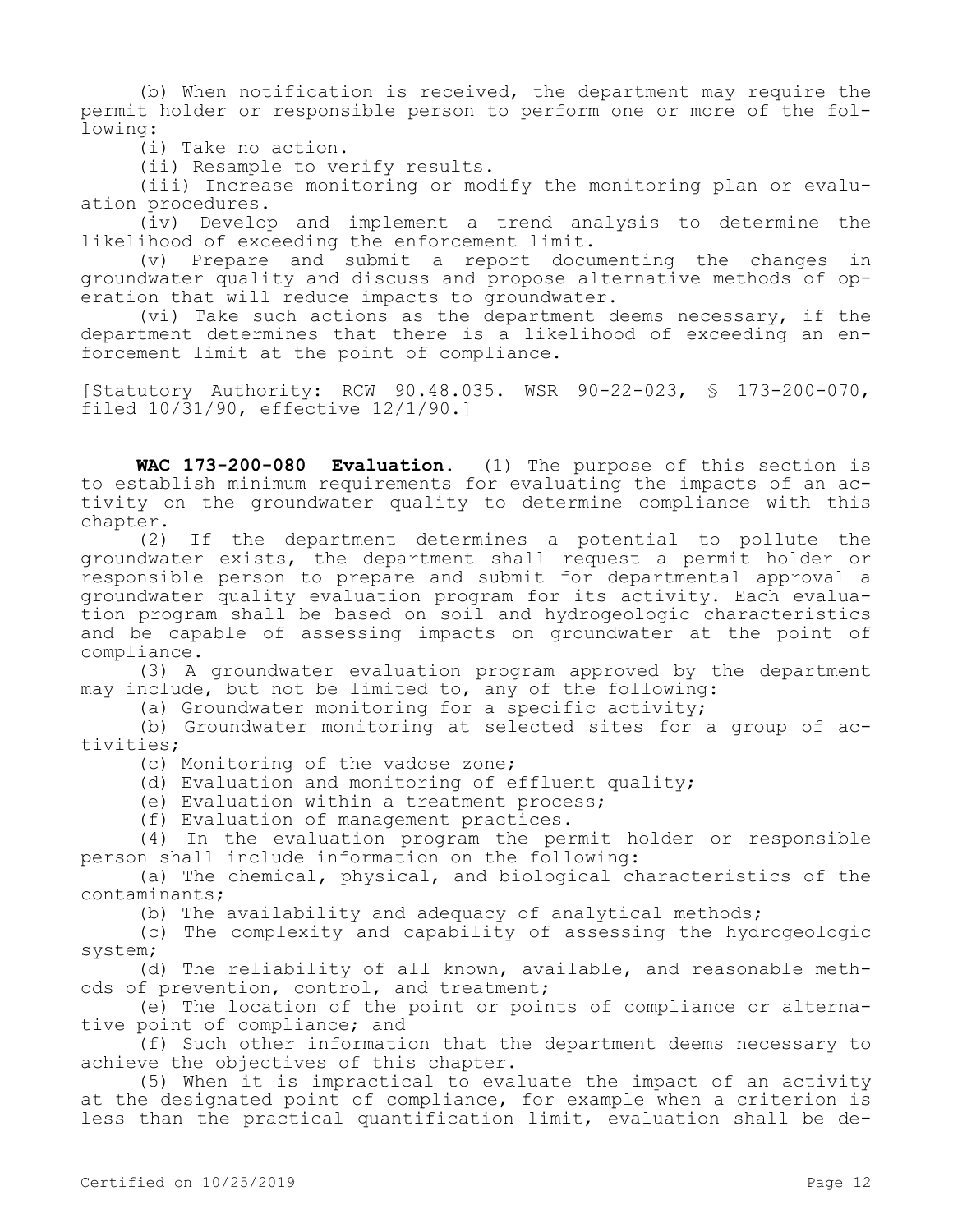(b) When notification is received, the department may require the permit holder or responsible person to perform one or more of the following:

(i) Take no action.

(ii) Resample to verify results.

(iii) Increase monitoring or modify the monitoring plan or evaluation procedures.

(iv) Develop and implement a trend analysis to determine the likelihood of exceeding the enforcement limit.

(v) Prepare and submit a report documenting the changes in groundwater quality and discuss and propose alternative methods of operation that will reduce impacts to groundwater.

(vi) Take such actions as the department deems necessary, if the department determines that there is a likelihood of exceeding an enforcement limit at the point of compliance.

[Statutory Authority: RCW 90.48.035. WSR 90-22-023, § 173-200-070, filed 10/31/90, effective 12/1/90.]

**WAC 173-200-080 Evaluation.** (1) The purpose of this section is to establish minimum requirements for evaluating the impacts of an activity on the groundwater quality to determine compliance with this chapter.

(2) If the department determines a potential to pollute the groundwater exists, the department shall request a permit holder or responsible person to prepare and submit for departmental approval a groundwater quality evaluation program for its activity. Each evaluation program shall be based on soil and hydrogeologic characteristics and be capable of assessing impacts on groundwater at the point of compliance.

(3) A groundwater evaluation program approved by the department may include, but not be limited to, any of the following:

(a) Groundwater monitoring for a specific activity;

(b) Groundwater monitoring at selected sites for a group of activities;

(c) Monitoring of the vadose zone;

(d) Evaluation and monitoring of effluent quality;

(e) Evaluation within a treatment process;

(f) Evaluation of management practices.

(4) In the evaluation program the permit holder or responsible person shall include information on the following:

(a) The chemical, physical, and biological characteristics of the contaminants;

(b) The availability and adequacy of analytical methods;

(c) The complexity and capability of assessing the hydrogeologic system;

(d) The reliability of all known, available, and reasonable methods of prevention, control, and treatment;

(e) The location of the point or points of compliance or alternative point of compliance; and

(f) Such other information that the department deems necessary to achieve the objectives of this chapter.

(5) When it is impractical to evaluate the impact of an activity at the designated point of compliance, for example when a criterion is less than the practical quantification limit, evaluation shall be de-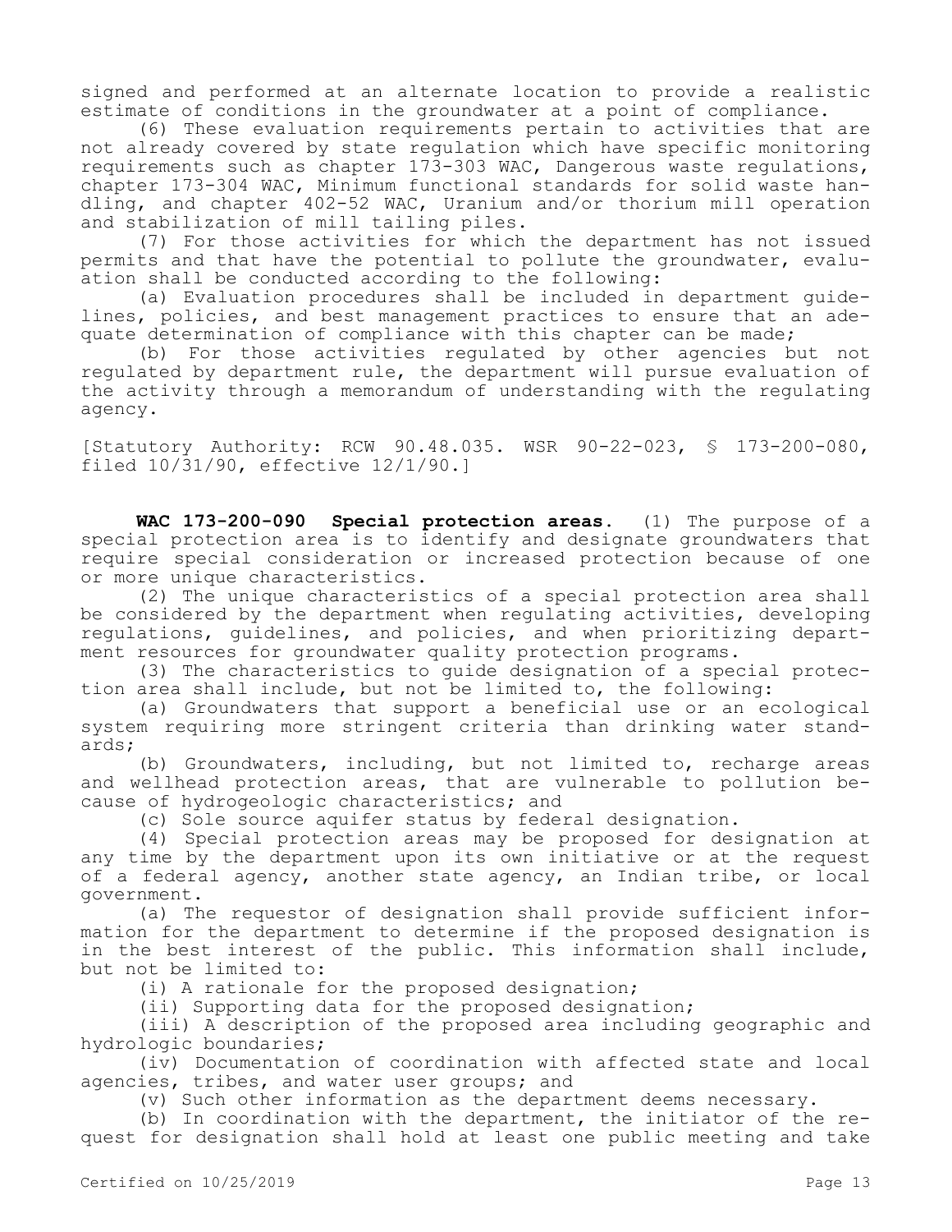signed and performed at an alternate location to provide a realistic estimate of conditions in the groundwater at a point of compliance.

(6) These evaluation requirements pertain to activities that are not already covered by state regulation which have specific monitoring requirements such as chapter 173-303 WAC, Dangerous waste regulations, chapter 173-304 WAC, Minimum functional standards for solid waste handling, and chapter 402-52 WAC, Uranium and/or thorium mill operation and stabilization of mill tailing piles.

(7) For those activities for which the department has not issued permits and that have the potential to pollute the groundwater, evaluation shall be conducted according to the following:

(a) Evaluation procedures shall be included in department guidelines, policies, and best management practices to ensure that an adequate determination of compliance with this chapter can be made;

(b) For those activities regulated by other agencies but not regulated by department rule, the department will pursue evaluation of the activity through a memorandum of understanding with the regulating agency.

[Statutory Authority: RCW 90.48.035. WSR 90-22-023, § 173-200-080, filed 10/31/90, effective 12/1/90.]

**WAC 173-200-090 Special protection areas.** (1) The purpose of a special protection area is to identify and designate groundwaters that require special consideration or increased protection because of one or more unique characteristics.

(2) The unique characteristics of a special protection area shall be considered by the department when regulating activities, developing regulations, guidelines, and policies, and when prioritizing department resources for groundwater quality protection programs.

(3) The characteristics to guide designation of a special protection area shall include, but not be limited to, the following:

(a) Groundwaters that support a beneficial use or an ecological system requiring more stringent criteria than drinking water standards;

(b) Groundwaters, including, but not limited to, recharge areas and wellhead protection areas, that are vulnerable to pollution because of hydrogeologic characteristics; and

(c) Sole source aquifer status by federal designation.

(4) Special protection areas may be proposed for designation at any time by the department upon its own initiative or at the request of a federal agency, another state agency, an Indian tribe, or local government.

(a) The requestor of designation shall provide sufficient information for the department to determine if the proposed designation is in the best interest of the public. This information shall include, but not be limited to:

(i) A rationale for the proposed designation;

(ii) Supporting data for the proposed designation;

(iii) A description of the proposed area including geographic and hydrologic boundaries;

(iv) Documentation of coordination with affected state and local agencies, tribes, and water user groups; and

(v) Such other information as the department deems necessary.

(b) In coordination with the department, the initiator of the request for designation shall hold at least one public meeting and take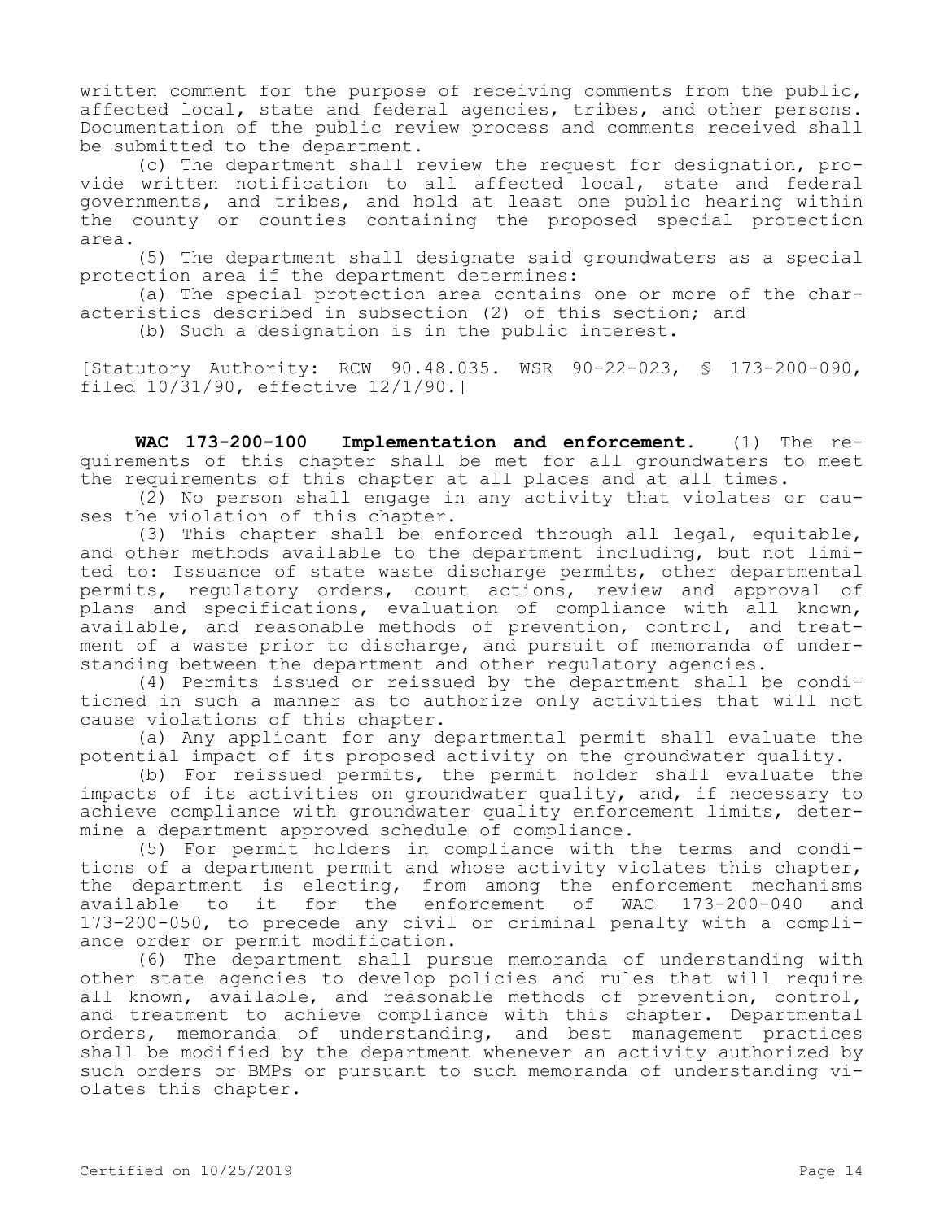written comment for the purpose of receiving comments from the public, affected local, state and federal agencies, tribes, and other persons. Documentation of the public review process and comments received shall be submitted to the department.

(c) The department shall review the request for designation, provide written notification to all affected local, state and federal governments, and tribes, and hold at least one public hearing within the county or counties containing the proposed special protection area.

(5) The department shall designate said groundwaters as a special protection area if the department determines:

(a) The special protection area contains one or more of the characteristics described in subsection (2) of this section; and

(b) Such a designation is in the public interest.

[Statutory Authority: RCW 90.48.035. WSR 90-22-023, § 173-200-090, filed 10/31/90, effective 12/1/90.]

**WAC 173-200-100 Implementation and enforcement.** (1) The requirements of this chapter shall be met for all groundwaters to meet the requirements of this chapter at all places and at all times.

(2) No person shall engage in any activity that violates or causes the violation of this chapter.

(3) This chapter shall be enforced through all legal, equitable, and other methods available to the department including, but not limited to: Issuance of state waste discharge permits, other departmental permits, regulatory orders, court actions, review and approval of plans and specifications, evaluation of compliance with all known, available, and reasonable methods of prevention, control, and treatment of a waste prior to discharge, and pursuit of memoranda of understanding between the department and other regulatory agencies.

(4) Permits issued or reissued by the department shall be conditioned in such a manner as to authorize only activities that will not cause violations of this chapter.

(a) Any applicant for any departmental permit shall evaluate the potential impact of its proposed activity on the groundwater quality.

(b) For reissued permits, the permit holder shall evaluate the impacts of its activities on groundwater quality, and, if necessary to achieve compliance with groundwater quality enforcement limits, determine a department approved schedule of compliance.

(5) For permit holders in compliance with the terms and conditions of a department permit and whose activity violates this chapter, the department is electing, from among the enforcement mechanisms available to it for the enforcement of WAC 173-200-040 and 173-200-050, to precede any civil or criminal penalty with a compliance order or permit modification.

(6) The department shall pursue memoranda of understanding with other state agencies to develop policies and rules that will require all known, available, and reasonable methods of prevention, control, and treatment to achieve compliance with this chapter. Departmental orders, memoranda of understanding, and best management practices shall be modified by the department whenever an activity authorized by such orders or BMPs or pursuant to such memoranda of understanding violates this chapter.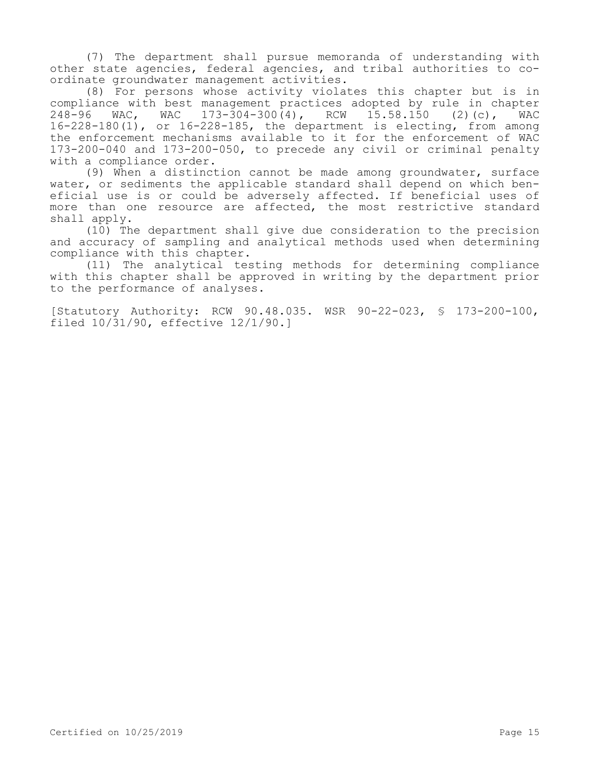(7) The department shall pursue memoranda of understanding with other state agencies, federal agencies, and tribal authorities to coordinate groundwater management activities.

(8) For persons whose activity violates this chapter but is in compliance with best management practices adopted by rule in chapter 248-96 WAC, WAC 173-304-300(4), RCW 15.58.150 (2)(c), WAC 16-228-180(1), or 16-228-185, the department is electing, from among the enforcement mechanisms available to it for the enforcement of WAC 173-200-040 and 173-200-050, to precede any civil or criminal penalty with a compliance order.

(9) When a distinction cannot be made among groundwater, surface water, or sediments the applicable standard shall depend on which beneficial use is or could be adversely affected. If beneficial uses of more than one resource are affected, the most restrictive standard shall apply.

(10) The department shall give due consideration to the precision and accuracy of sampling and analytical methods used when determining compliance with this chapter.

(11) The analytical testing methods for determining compliance with this chapter shall be approved in writing by the department prior to the performance of analyses.

[Statutory Authority: RCW 90.48.035. WSR 90-22-023, § 173-200-100, filed 10/31/90, effective 12/1/90.]